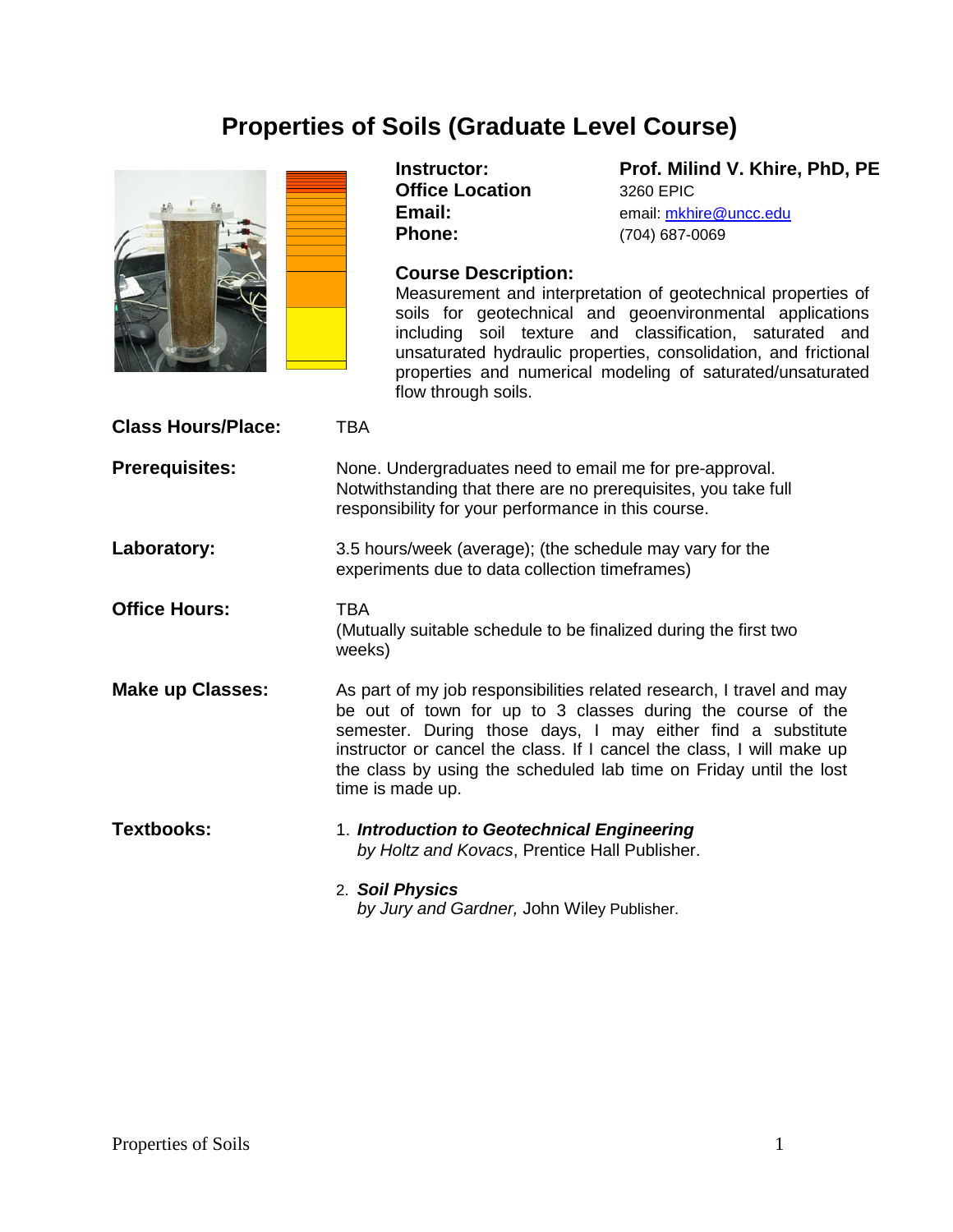# Properties of Soils (Graduate Level Course)

**Instructor:** **Prof. Milind V. Khire, PhD, PE**
**Office Location** 3260 EPIC
**Email:** email: mkhire@uncc.edu
**Phone:** (704) 687-0069

**Course Description:**
Measurement and interpretation of geotechnical properties of soils for geotechnical and geoenvironmental applications including soil texture and classification, saturated and unsaturated hydraulic properties, consolidation, and frictional properties and numerical modeling of saturated/unsaturated flow through soils.

**Class Hours/Place:** TBA

**Prerequisites:** None. Undergraduates need to email me for pre-approval. Notwithstanding that there are no prerequisites, you take full responsibility for your performance in this course.

**Laboratory:** 3.5 hours/week (average); (the schedule may vary for the experiments due to data collection timeframes)

**Office Hours:** TBA
(Mutually suitable schedule to be finalized during the first two weeks)

**Make up Classes:** As part of my job responsibilities related research, I travel and may be out of town for up to 3 classes during the course of the semester. During those days, I may either find a substitute instructor or cancel the class. If I cancel the class, I will make up the class by using the scheduled lab time on Friday until the lost time is made up.

**Textbooks:**

1. ***Introduction to Geotechnical Engineering***
   *by Holtz and Kovacs*, Prentice Hall Publisher.
2. ***Soil Physics***
   *by Jury and Gardner,* John Wiley Publisher.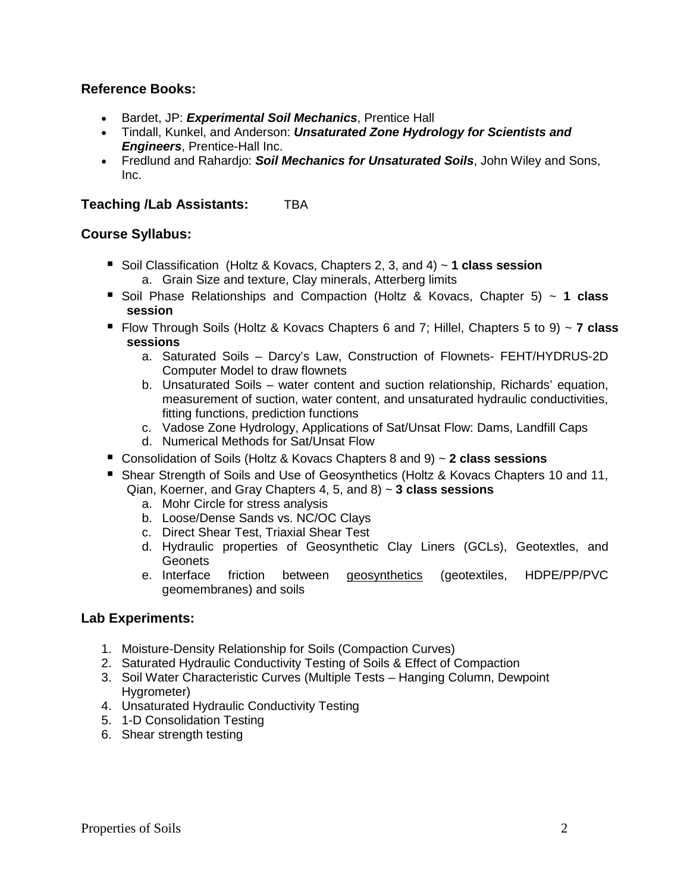### Reference Books:

- Bardet, JP: ***Experimental Soil Mechanics***, Prentice Hall
- Tindall, Kunkel, and Anderson: ***Unsaturated Zone Hydrology for Scientists and Engineers***, Prentice-Hall Inc.
- Fredlund and Rahardjo: ***Soil Mechanics for Unsaturated Soils***, John Wiley and Sons, Inc.

### Teaching /Lab Assistants: TBA

### Course Syllabus:

- Soil Classification (Holtz & Kovacs, Chapters 2, 3, and 4) ~ **1 class session**
  a. Grain Size and texture, Clay minerals, Atterberg limits
- Soil Phase Relationships and Compaction (Holtz & Kovacs, Chapter 5) ~ **1 class session**
- Flow Through Soils (Holtz & Kovacs Chapters 6 and 7; Hillel, Chapters 5 to 9) ~ **7 class sessions**
  a. Saturated Soils – Darcy's Law, Construction of Flownets- FEHT/HYDRUS-2D Computer Model to draw flownets
  b. Unsaturated Soils – water content and suction relationship, Richards' equation, measurement of suction, water content, and unsaturated hydraulic conductivities, fitting functions, prediction functions
  c. Vadose Zone Hydrology, Applications of Sat/Unsat Flow: Dams, Landfill Caps
  d. Numerical Methods for Sat/Unsat Flow
- Consolidation of Soils (Holtz & Kovacs Chapters 8 and 9) ~ **2 class sessions**
- Shear Strength of Soils and Use of Geosynthetics (Holtz & Kovacs Chapters 10 and 11, Qian, Koerner, and Gray Chapters 4, 5, and 8) ~ **3 class sessions**
  a. Mohr Circle for stress analysis
  b. Loose/Dense Sands vs. NC/OC Clays
  c. Direct Shear Test, Triaxial Shear Test
  d. Hydraulic properties of Geosynthetic Clay Liners (GCLs), Geotextles, and Geonets
  e. Interface friction between geosynthetics (geotextiles, HDPE/PP/PVC geomembranes) and soils

### Lab Experiments:

1. Moisture-Density Relationship for Soils (Compaction Curves)
2. Saturated Hydraulic Conductivity Testing of Soils & Effect of Compaction
3. Soil Water Characteristic Curves (Multiple Tests – Hanging Column, Dewpoint Hygrometer)
4. Unsaturated Hydraulic Conductivity Testing
5. 1-D Consolidation Testing
6. Shear strength testing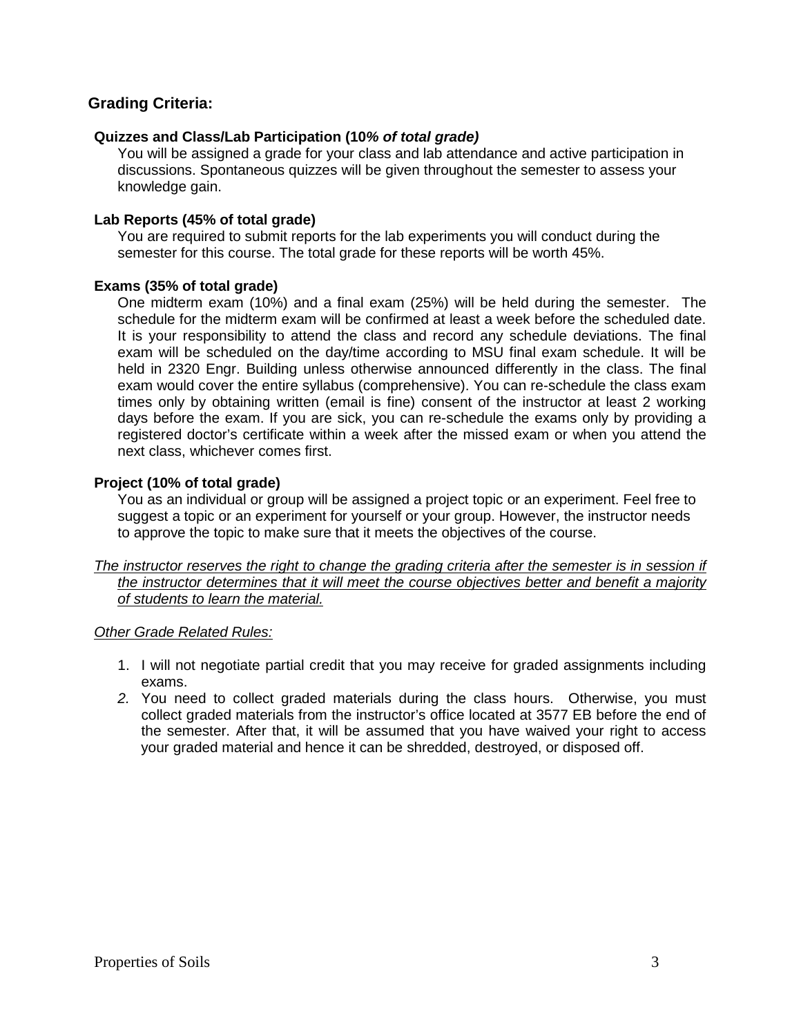## Grading Criteria:

### Quizzes and Class/Lab Participation (10*% of total grade)*

You will be assigned a grade for your class and lab attendance and active participation in discussions. Spontaneous quizzes will be given throughout the semester to assess your knowledge gain.

### Lab Reports (45% of total grade)

You are required to submit reports for the lab experiments you will conduct during the semester for this course. The total grade for these reports will be worth 45%.

### Exams (35% of total grade)

One midterm exam (10%) and a final exam (25%) will be held during the semester. The schedule for the midterm exam will be confirmed at least a week before the scheduled date. It is your responsibility to attend the class and record any schedule deviations. The final exam will be scheduled on the day/time according to MSU final exam schedule. It will be held in 2320 Engr. Building unless otherwise announced differently in the class. The final exam would cover the entire syllabus (comprehensive). You can re-schedule the class exam times only by obtaining written (email is fine) consent of the instructor at least 2 working days before the exam. If you are sick, you can re-schedule the exams only by providing a registered doctor's certificate within a week after the missed exam or when you attend the next class, whichever comes first.

### Project (10% of total grade)

You as an individual or group will be assigned a project topic or an experiment. Feel free to suggest a topic or an experiment for yourself or your group. However, the instructor needs to approve the topic to make sure that it meets the objectives of the course.

*The instructor reserves the right to change the grading criteria after the semester is in session if the instructor determines that it will meet the course objectives better and benefit a majority of students to learn the material.*

*Other Grade Related Rules:*

1. I will not negotiate partial credit that you may receive for graded assignments including exams.
2. You need to collect graded materials during the class hours. Otherwise, you must collect graded materials from the instructor's office located at 3577 EB before the end of the semester. After that, it will be assumed that you have waived your right to access your graded material and hence it can be shredded, destroyed, or disposed off.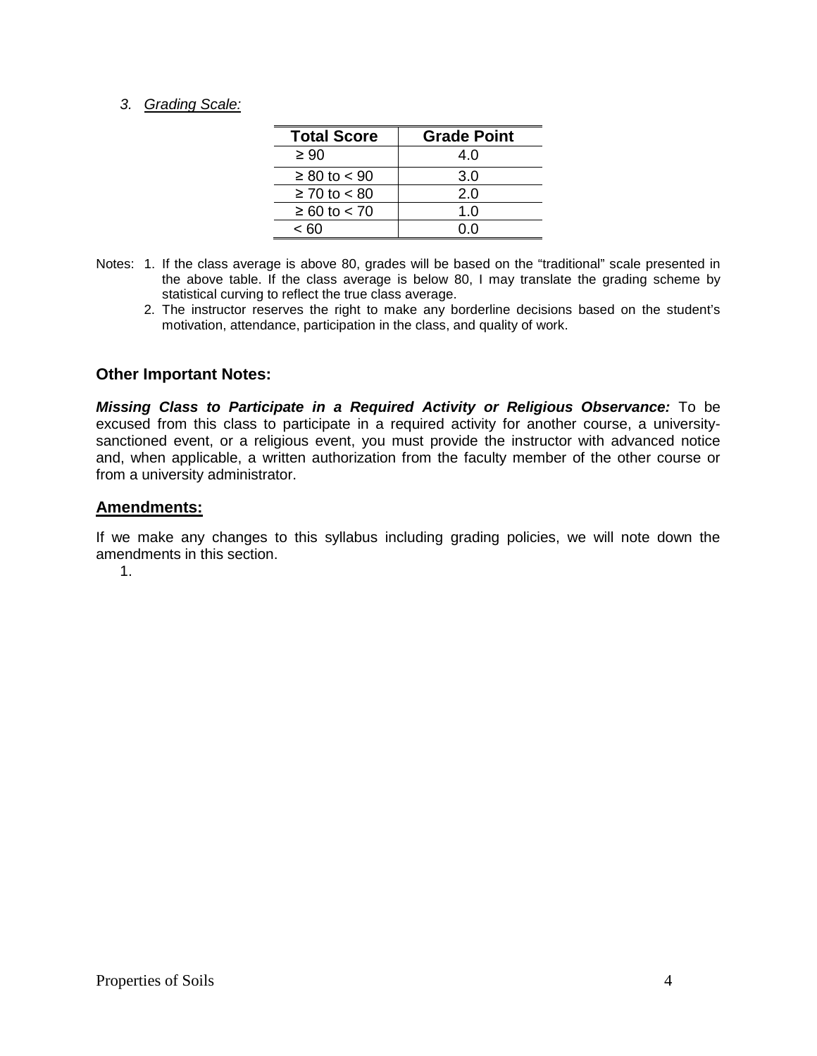3. *Grading Scale:*

| Total Score | Grade Point |
|---|---|
| ≥ 90 | 4.0 |
| ≥ 80 to < 90 | 3.0 |
| ≥ 70 to < 80 | 2.0 |
| ≥ 60 to < 70 | 1.0 |
| < 60 | 0.0 |

Notes:
1. If the class average is above 80, grades will be based on the "traditional" scale presented in the above table. If the class average is below 80, I may translate the grading scheme by statistical curving to reflect the true class average.
2. The instructor reserves the right to make any borderline decisions based on the student's motivation, attendance, participation in the class, and quality of work.

## Other Important Notes:

***Missing Class to Participate in a Required Activity or Religious Observance:*** To be excused from this class to participate in a required activity for another course, a university-sanctioned event, or a religious event, you must provide the instructor with advanced notice and, when applicable, a written authorization from the faculty member of the other course or from a university administrator.

## Amendments:

If we make any changes to this syllabus including grading policies, we will note down the amendments in this section.

1.